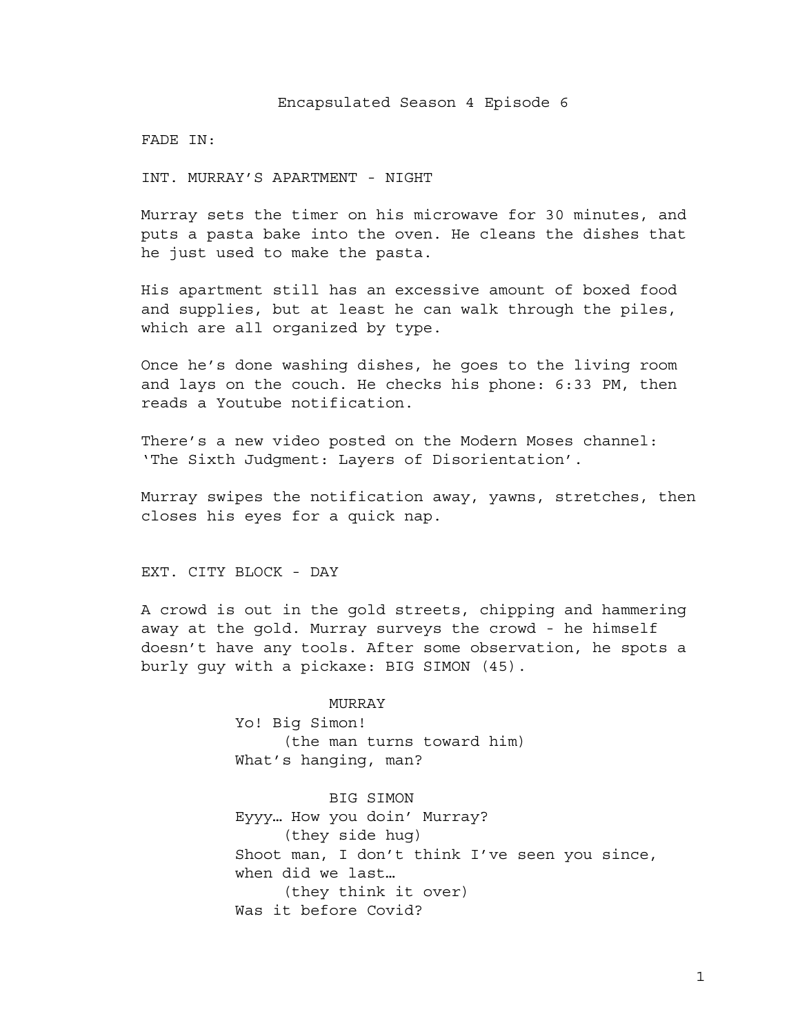# Encapsulated Season 4 Episode 6

FADE IN:

INT. MURRAY'S APARTMENT - NIGHT

Murray sets the timer on his microwave for 30 minutes, and puts a pasta bake into the oven. He cleans the dishes that he just used to make the pasta.

His apartment still has an excessive amount of boxed food and supplies, but at least he can walk through the piles, which are all organized by type.

Once he's done washing dishes, he goes to the living room and lays on the couch. He checks his phone: 6:33 PM, then reads a Youtube notification.

There's a new video posted on the Modern Moses channel: 'The Sixth Judgment: Layers of Disorientation'.

Murray swipes the notification away, yawns, stretches, then closes his eyes for a quick nap.

EXT. CITY BLOCK - DAY

A crowd is out in the gold streets, chipping and hammering away at the gold. Murray surveys the crowd - he himself doesn't have any tools. After some observation, he spots a burly guy with a pickaxe: BIG SIMON (45).

MURRAY
Yo! Big Simon!
(the man turns toward him)
What's hanging, man?

BIG SIMON
Eyyy… How you doin' Murray?
(they side hug)
Shoot man, I don't think I've seen you since, when did we last…
(they think it over)
Was it before Covid?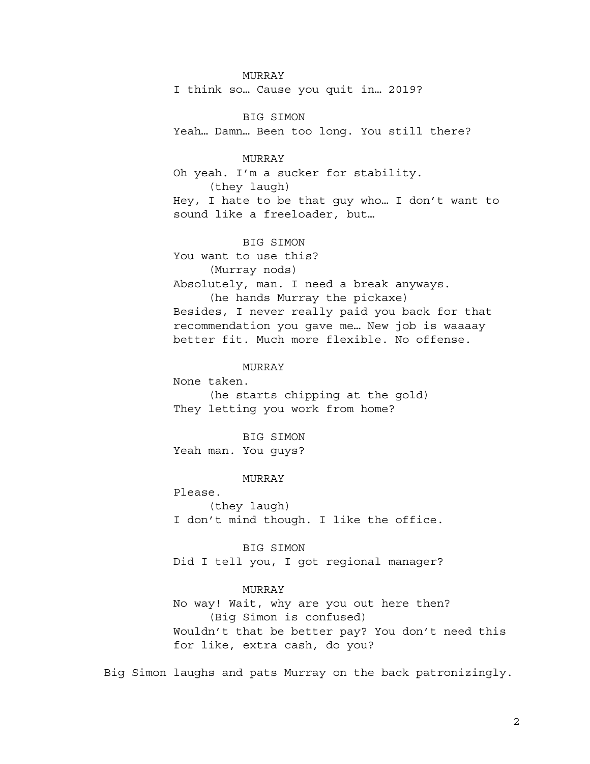MURRAY

I think so… Cause you quit in… 2019?

BIG SIMON

Yeah… Damn… Been too long. You still there?

MURRAY

Oh yeah. I'm a sucker for stability.

(they laugh)

Hey, I hate to be that guy who… I don't want to sound like a freeloader, but…

BIG SIMON

You want to use this?

(Murray nods)

Absolutely, man. I need a break anyways.

(he hands Murray the pickaxe)

Besides, I never really paid you back for that recommendation you gave me… New job is waaaay better fit. Much more flexible. No offense.

MURRAY

None taken.

(he starts chipping at the gold)

They letting you work from home?

BIG SIMON

Yeah man. You guys?

MURRAY

Please.

(they laugh)

I don't mind though. I like the office.

BIG SIMON

Did I tell you, I got regional manager?

MURRAY

No way! Wait, why are you out here then?

(Big Simon is confused)

Wouldn't that be better pay? You don't need this for like, extra cash, do you?

Big Simon laughs and pats Murray on the back patronizingly.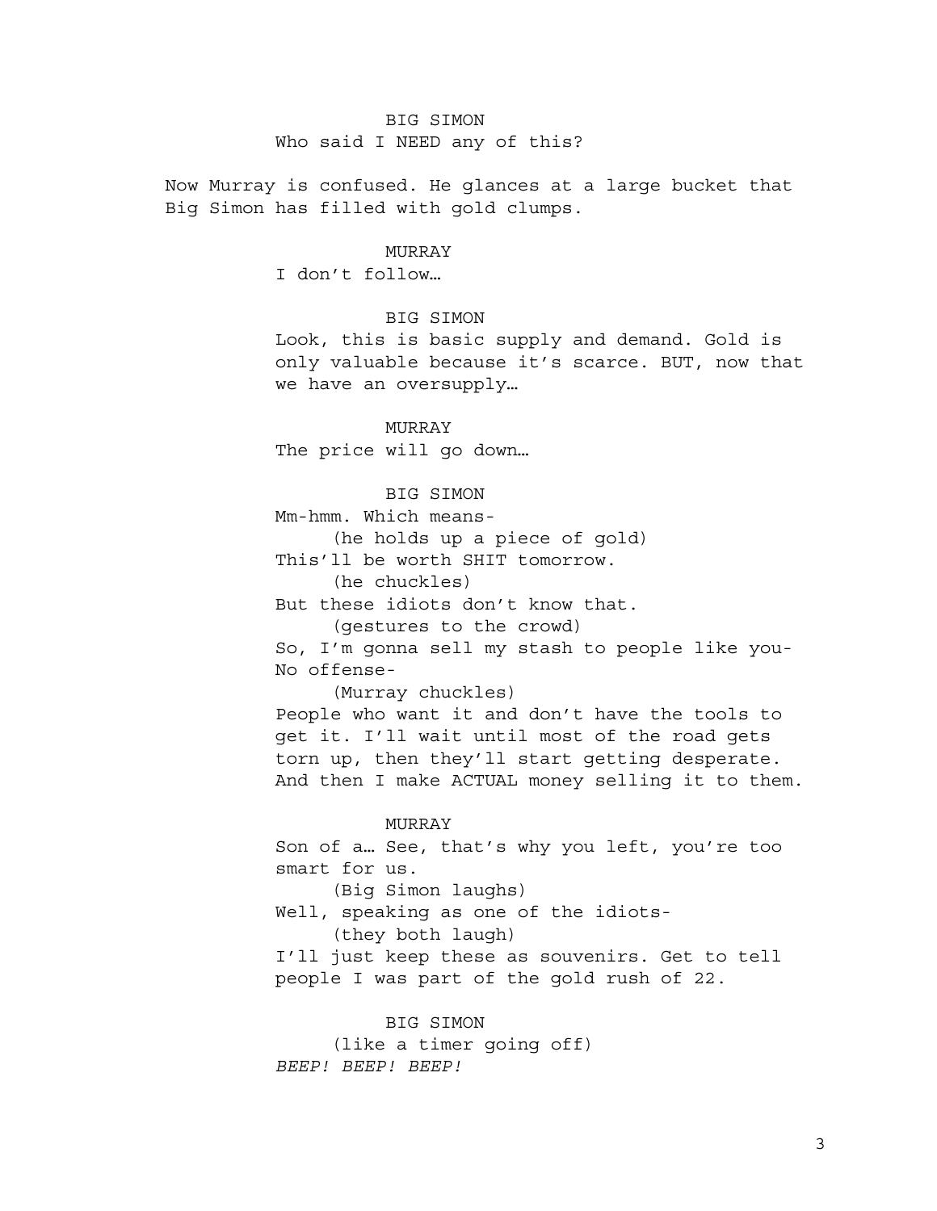BIG SIMON
Who said I NEED any of this?

Now Murray is confused. He glances at a large bucket that Big Simon has filled with gold clumps.

MURRAY
I don't follow…

BIG SIMON
Look, this is basic supply and demand. Gold is only valuable because it's scarce. BUT, now that we have an oversupply…

MURRAY
The price will go down…

BIG SIMON
Mm-hmm. Which means-
(he holds up a piece of gold)
This'll be worth SHIT tomorrow.
(he chuckles)
But these idiots don't know that.
(gestures to the crowd)
So, I'm gonna sell my stash to people like you- No offense-
(Murray chuckles)
People who want it and don't have the tools to get it. I'll wait until most of the road gets torn up, then they'll start getting desperate. And then I make ACTUAL money selling it to them.

MURRAY
Son of a… See, that's why you left, you're too smart for us.
(Big Simon laughs)
Well, speaking as one of the idiots-
(they both laugh)
I'll just keep these as souvenirs. Get to tell people I was part of the gold rush of 22.

BIG SIMON
(like a timer going off)
*BEEP! BEEP! BEEP!*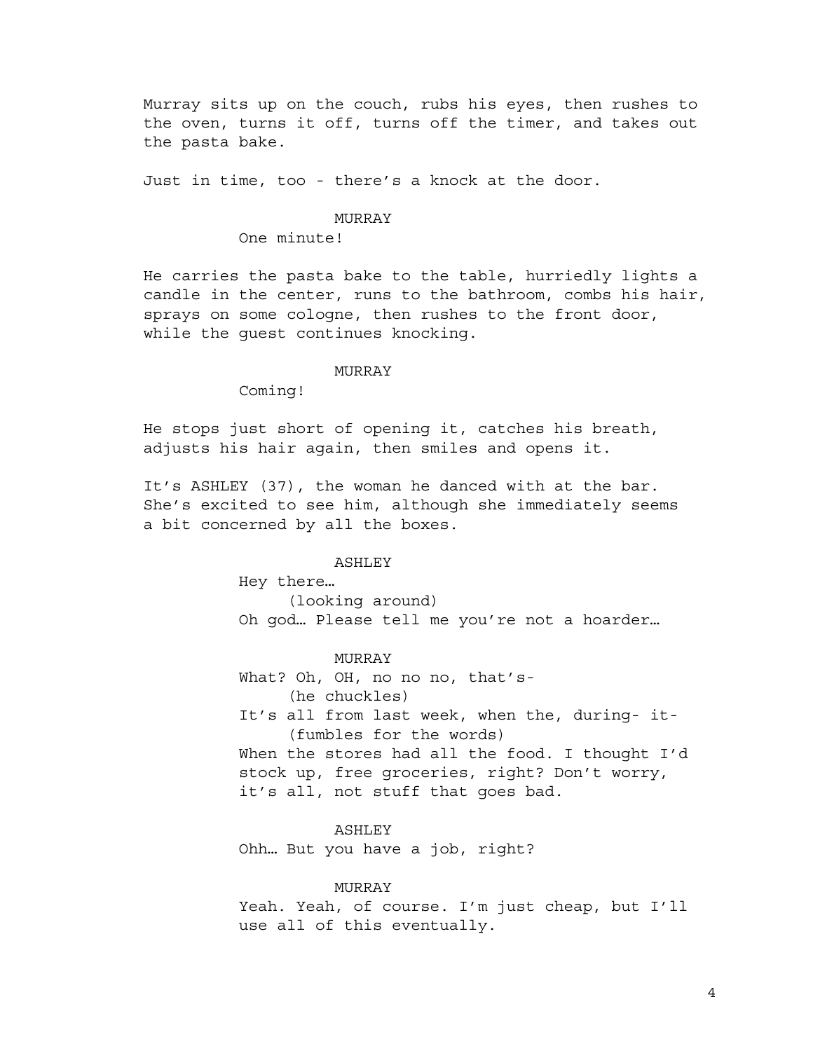Murray sits up on the couch, rubs his eyes, then rushes to the oven, turns it off, turns off the timer, and takes out the pasta bake.

Just in time, too - there's a knock at the door.

MURRAY

One minute!

He carries the pasta bake to the table, hurriedly lights a candle in the center, runs to the bathroom, combs his hair, sprays on some cologne, then rushes to the front door, while the guest continues knocking.

MURRAY

Coming!

He stops just short of opening it, catches his breath, adjusts his hair again, then smiles and opens it.

It's ASHLEY (37), the woman he danced with at the bar. She's excited to see him, although she immediately seems a bit concerned by all the boxes.

ASHLEY

Hey there…

(looking around)

Oh god… Please tell me you're not a hoarder…

MURRAY

What? Oh, OH, no no no, that's-

(he chuckles)

It's all from last week, when the, during- it-

(fumbles for the words)

When the stores had all the food. I thought I'd stock up, free groceries, right? Don't worry, it's all, not stuff that goes bad.

ASHLEY

Ohh… But you have a job, right?

MURRAY

Yeah. Yeah, of course. I'm just cheap, but I'll use all of this eventually.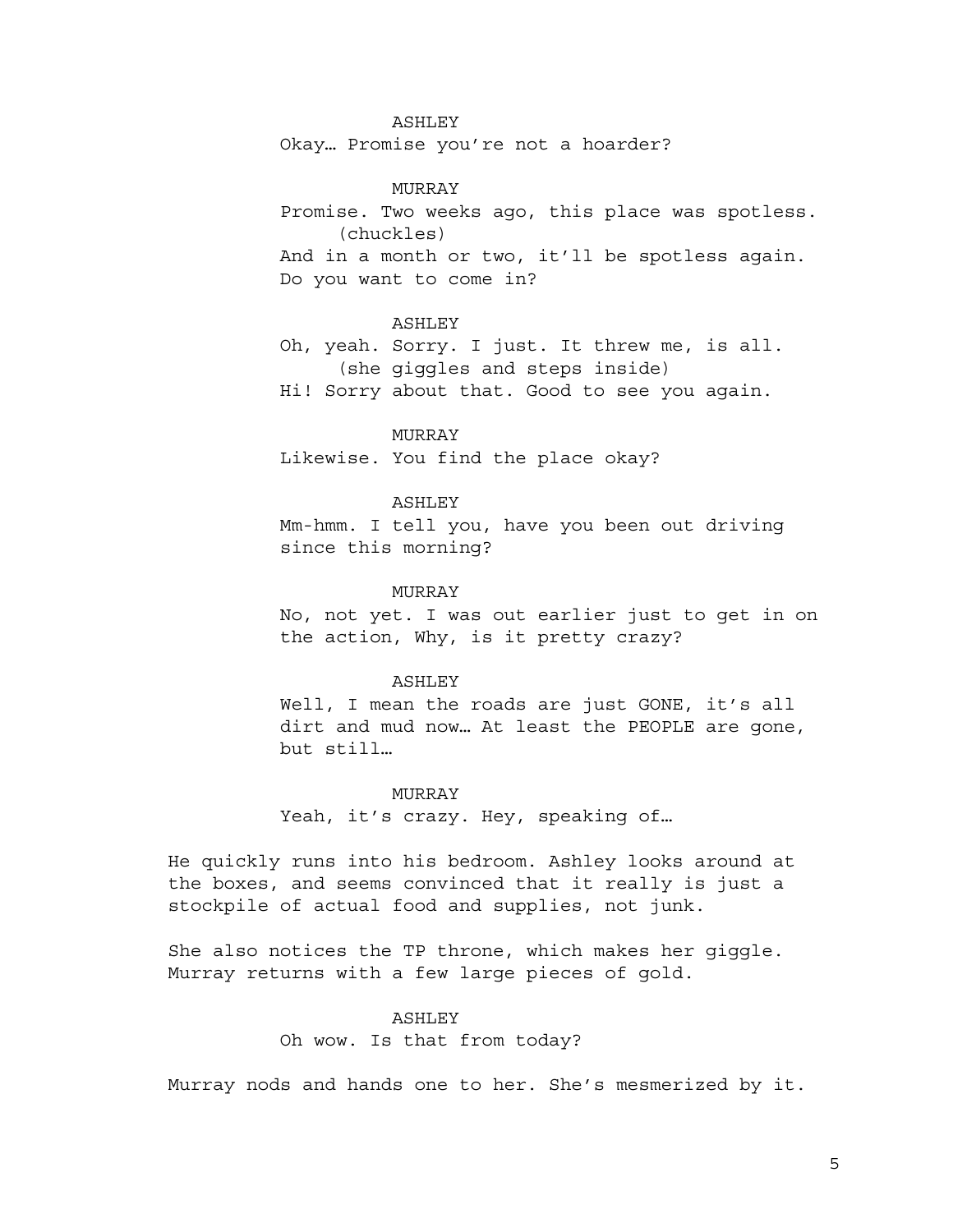ASHLEY

Okay… Promise you're not a hoarder?

MURRAY

Promise. Two weeks ago, this place was spotless.

(chuckles)

And in a month or two, it'll be spotless again. Do you want to come in?

ASHLEY

Oh, yeah. Sorry. I just. It threw me, is all.

(she giggles and steps inside)

Hi! Sorry about that. Good to see you again.

MURRAY

Likewise. You find the place okay?

ASHLEY

Mm-hmm. I tell you, have you been out driving since this morning?

MURRAY

No, not yet. I was out earlier just to get in on the action, Why, is it pretty crazy?

ASHLEY

Well, I mean the roads are just GONE, it's all dirt and mud now… At least the PEOPLE are gone, but still…

MURRAY

Yeah, it's crazy. Hey, speaking of…

He quickly runs into his bedroom. Ashley looks around at the boxes, and seems convinced that it really is just a stockpile of actual food and supplies, not junk.

She also notices the TP throne, which makes her giggle. Murray returns with a few large pieces of gold.

ASHLEY

Oh wow. Is that from today?

Murray nods and hands one to her. She's mesmerized by it.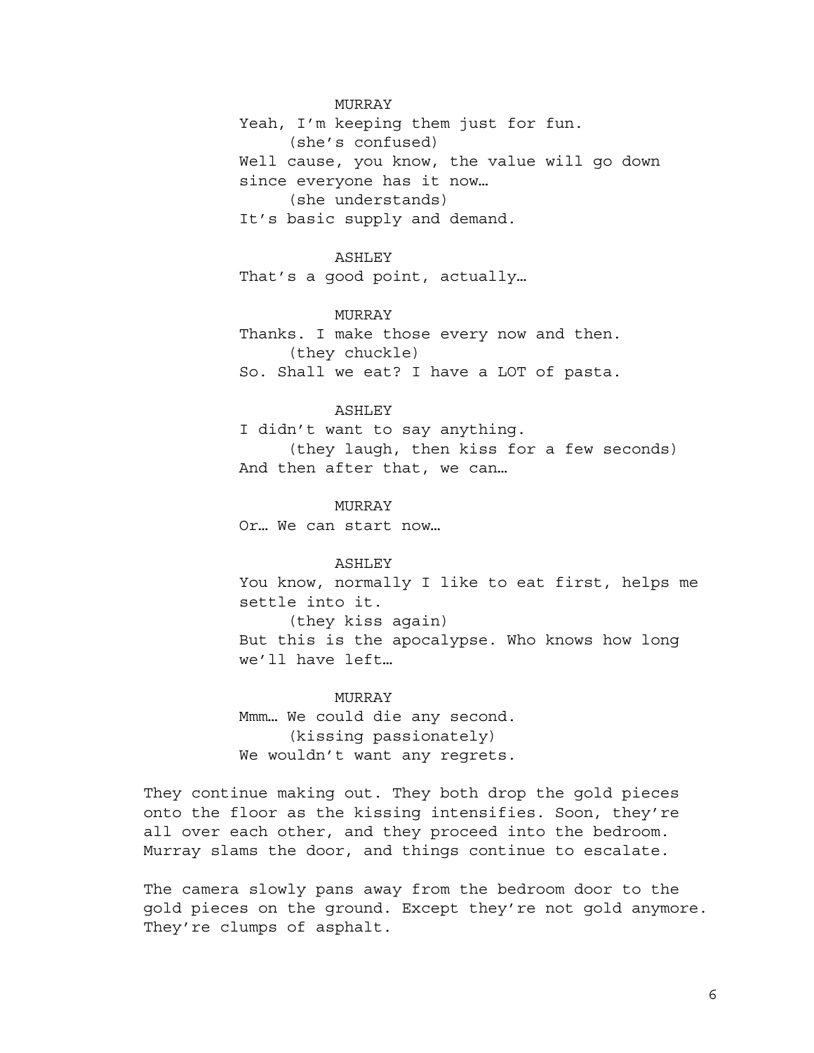MURRAY

Yeah, I'm keeping them just for fun.

(she's confused)

Well cause, you know, the value will go down since everyone has it now…

(she understands)

It's basic supply and demand.

ASHLEY

That's a good point, actually…

MURRAY

Thanks. I make those every now and then.

(they chuckle)

So. Shall we eat? I have a LOT of pasta.

ASHLEY

I didn't want to say anything.

(they laugh, then kiss for a few seconds)

And then after that, we can…

MURRAY

Or… We can start now…

ASHLEY

You know, normally I like to eat first, helps me settle into it.

(they kiss again)

But this is the apocalypse. Who knows how long we'll have left…

MURRAY

Mmm… We could die any second.

(kissing passionately)

We wouldn't want any regrets.

They continue making out. They both drop the gold pieces onto the floor as the kissing intensifies. Soon, they're all over each other, and they proceed into the bedroom. Murray slams the door, and things continue to escalate.

The camera slowly pans away from the bedroom door to the gold pieces on the ground. Except they're not gold anymore. They're clumps of asphalt.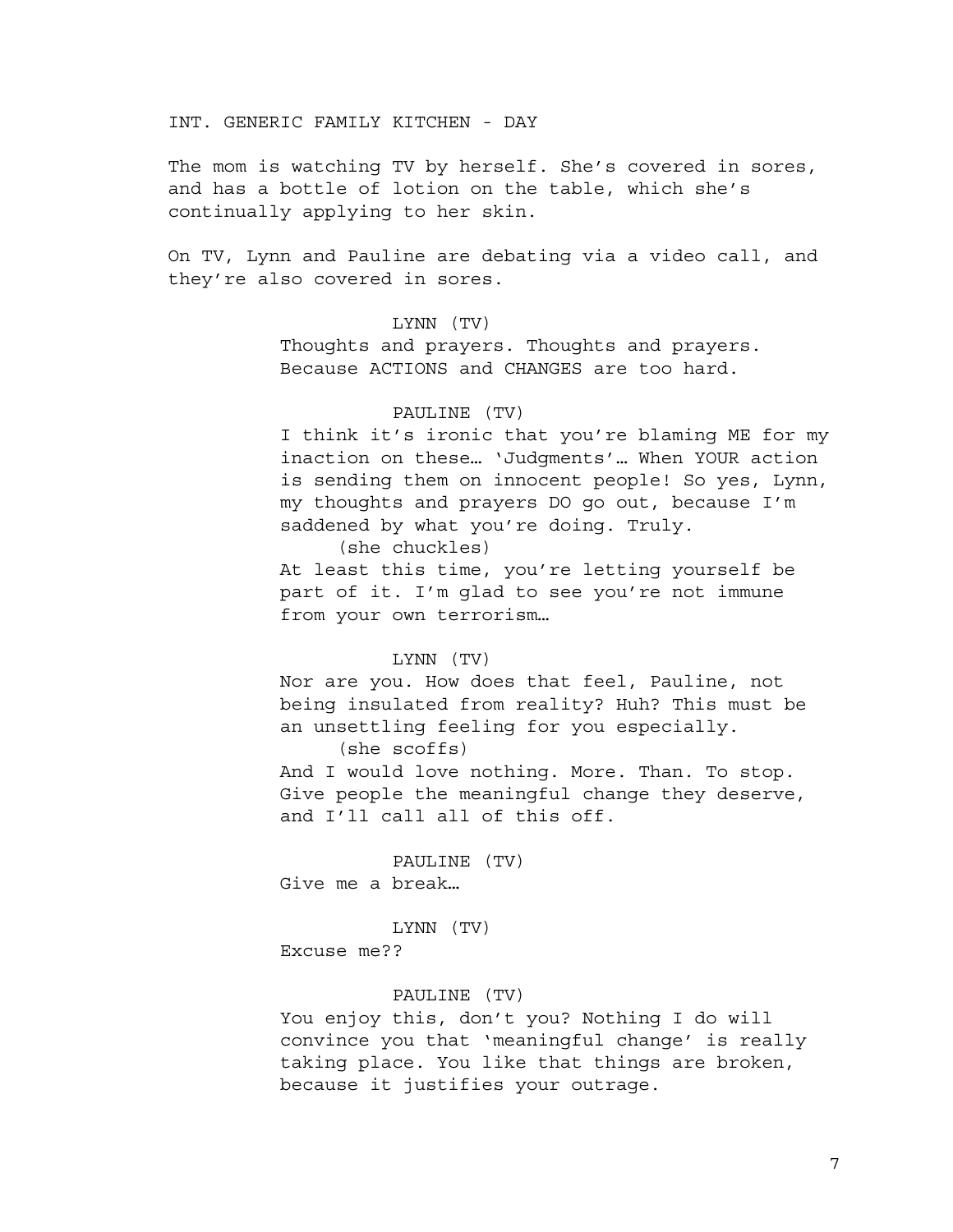INT. GENERIC FAMILY KITCHEN - DAY

The mom is watching TV by herself. She's covered in sores, and has a bottle of lotion on the table, which she's continually applying to her skin.

On TV, Lynn and Pauline are debating via a video call, and they're also covered in sores.

LYNN (TV)

Thoughts and prayers. Thoughts and prayers. Because ACTIONS and CHANGES are too hard.

PAULINE (TV)

I think it's ironic that you're blaming ME for my inaction on these… 'Judgments'… When YOUR action is sending them on innocent people! So yes, Lynn, my thoughts and prayers DO go out, because I'm saddened by what you're doing. Truly.

(she chuckles)

At least this time, you're letting yourself be part of it. I'm glad to see you're not immune from your own terrorism…

LYNN (TV)

Nor are you. How does that feel, Pauline, not being insulated from reality? Huh? This must be an unsettling feeling for you especially.

(she scoffs)

And I would love nothing. More. Than. To stop. Give people the meaningful change they deserve, and I'll call all of this off.

PAULINE (TV)

Give me a break…

LYNN (TV)

Excuse me??

PAULINE (TV)

You enjoy this, don't you? Nothing I do will convince you that 'meaningful change' is really taking place. You like that things are broken, because it justifies your outrage.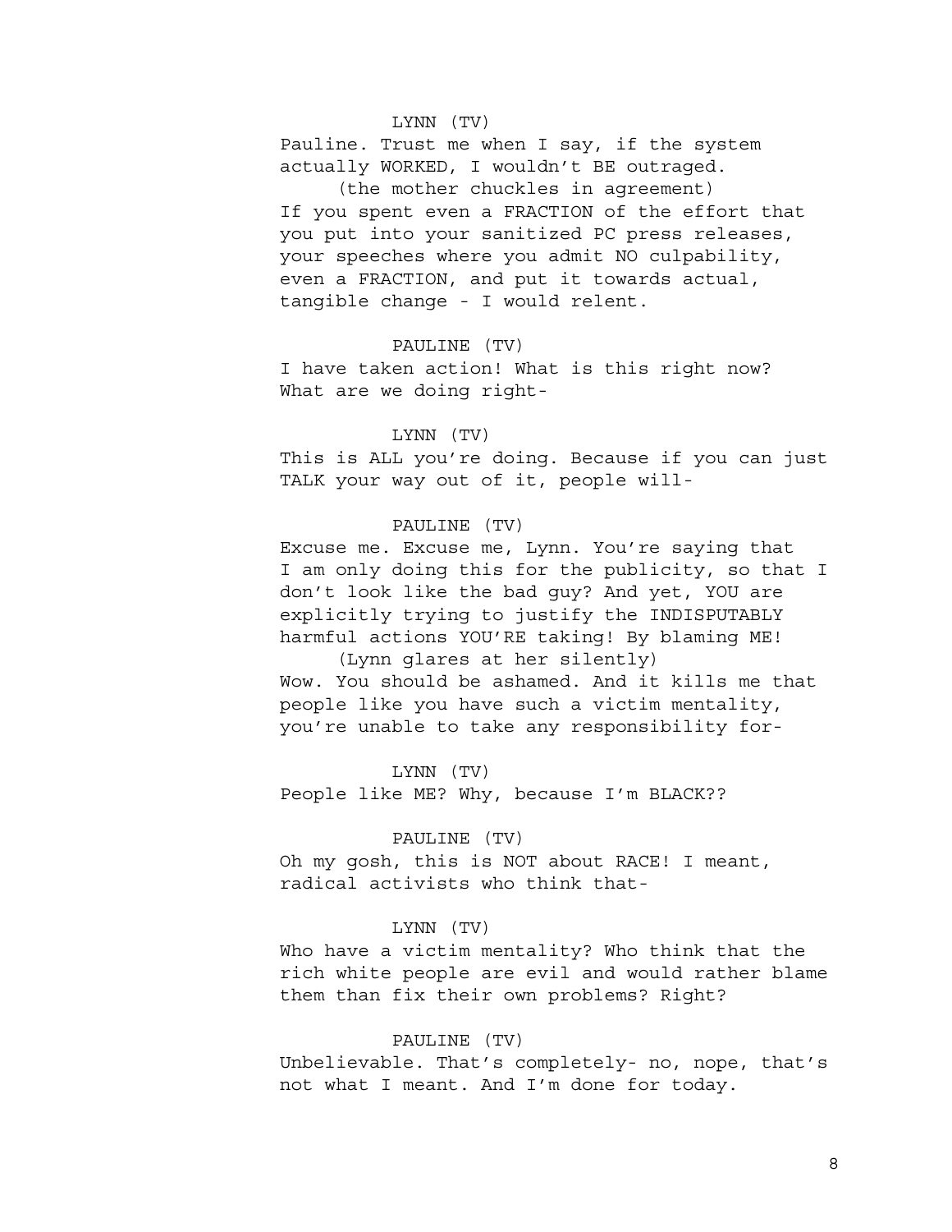LYNN (TV)

Pauline. Trust me when I say, if the system actually WORKED, I wouldn't BE outraged.

(the mother chuckles in agreement)

If you spent even a FRACTION of the effort that you put into your sanitized PC press releases, your speeches where you admit NO culpability, even a FRACTION, and put it towards actual, tangible change - I would relent.

PAULINE (TV)

I have taken action! What is this right now? What are we doing right-

LYNN (TV)

This is ALL you're doing. Because if you can just TALK your way out of it, people will-

PAULINE (TV)

Excuse me. Excuse me, Lynn. You're saying that I am only doing this for the publicity, so that I don't look like the bad guy? And yet, YOU are explicitly trying to justify the INDISPUTABLY harmful actions YOU'RE taking! By blaming ME!

(Lynn glares at her silently)

Wow. You should be ashamed. And it kills me that people like you have such a victim mentality, you're unable to take any responsibility for-

LYNN (TV)

People like ME? Why, because I'm BLACK??

PAULINE (TV)

Oh my gosh, this is NOT about RACE! I meant, radical activists who think that-

LYNN (TV)

Who have a victim mentality? Who think that the rich white people are evil and would rather blame them than fix their own problems? Right?

PAULINE (TV)

Unbelievable. That's completely- no, nope, that's not what I meant. And I'm done for today.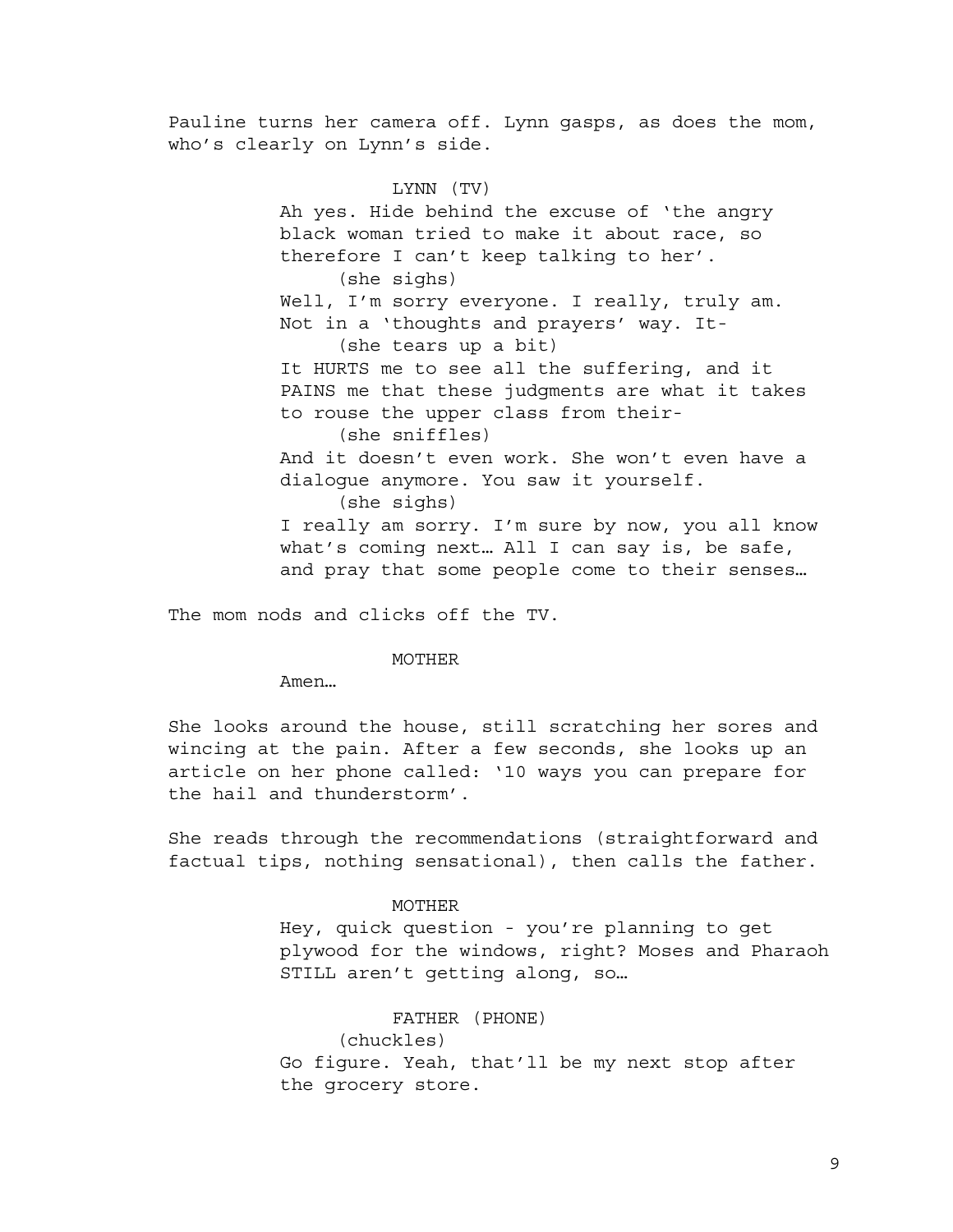Pauline turns her camera off. Lynn gasps, as does the mom, who's clearly on Lynn's side.

LYNN (TV)

Ah yes. Hide behind the excuse of 'the angry black woman tried to make it about race, so therefore I can't keep talking to her'.

(she sighs)

Well, I'm sorry everyone. I really, truly am. Not in a 'thoughts and prayers' way. It-

(she tears up a bit)

It HURTS me to see all the suffering, and it PAINS me that these judgments are what it takes to rouse the upper class from their-

(she sniffles)

And it doesn't even work. She won't even have a dialogue anymore. You saw it yourself.

(she sighs)

I really am sorry. I'm sure by now, you all know what's coming next… All I can say is, be safe, and pray that some people come to their senses…

The mom nods and clicks off the TV.

MOTHER

Amen…

She looks around the house, still scratching her sores and wincing at the pain. After a few seconds, she looks up an article on her phone called: '10 ways you can prepare for the hail and thunderstorm'.

She reads through the recommendations (straightforward and factual tips, nothing sensational), then calls the father.

MOTHER

Hey, quick question - you're planning to get plywood for the windows, right? Moses and Pharaoh STILL aren't getting along, so…

FATHER (PHONE)

(chuckles)

Go figure. Yeah, that'll be my next stop after the grocery store.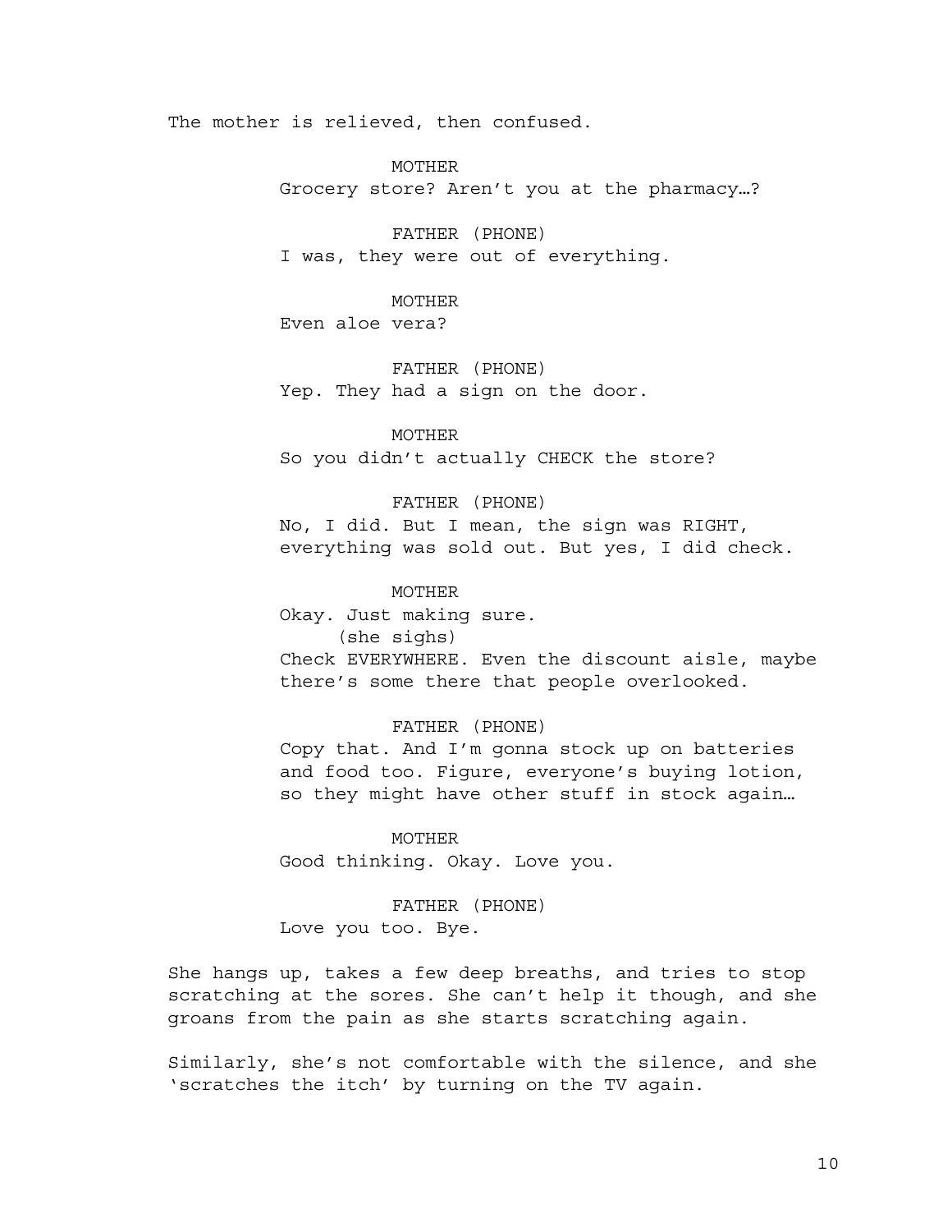The mother is relieved, then confused.

MOTHER
Grocery store? Aren't you at the pharmacy…?

FATHER (PHONE)
I was, they were out of everything.

MOTHER
Even aloe vera?

FATHER (PHONE)
Yep. They had a sign on the door.

MOTHER
So you didn't actually CHECK the store?

FATHER (PHONE)
No, I did. But I mean, the sign was RIGHT, everything was sold out. But yes, I did check.

MOTHER
Okay. Just making sure.
(she sighs)
Check EVERYWHERE. Even the discount aisle, maybe there's some there that people overlooked.

FATHER (PHONE)
Copy that. And I'm gonna stock up on batteries and food too. Figure, everyone's buying lotion, so they might have other stuff in stock again…

MOTHER
Good thinking. Okay. Love you.

FATHER (PHONE)
Love you too. Bye.

She hangs up, takes a few deep breaths, and tries to stop scratching at the sores. She can't help it though, and she groans from the pain as she starts scratching again.

Similarly, she's not comfortable with the silence, and she 'scratches the itch' by turning on the TV again.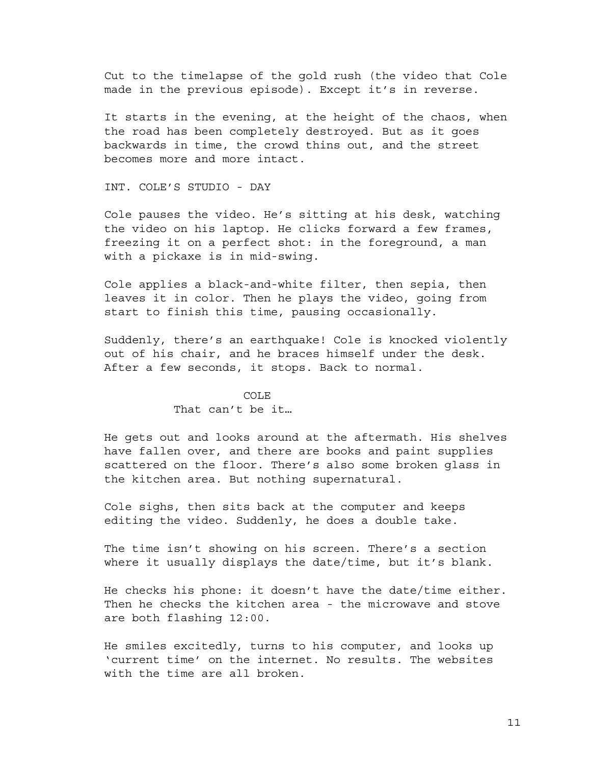Cut to the timelapse of the gold rush (the video that Cole made in the previous episode). Except it's in reverse.

It starts in the evening, at the height of the chaos, when the road has been completely destroyed. But as it goes backwards in time, the crowd thins out, and the street becomes more and more intact.

INT. COLE'S STUDIO - DAY

Cole pauses the video. He's sitting at his desk, watching the video on his laptop. He clicks forward a few frames, freezing it on a perfect shot: in the foreground, a man with a pickaxe is in mid-swing.

Cole applies a black-and-white filter, then sepia, then leaves it in color. Then he plays the video, going from start to finish this time, pausing occasionally.

Suddenly, there's an earthquake! Cole is knocked violently out of his chair, and he braces himself under the desk. After a few seconds, it stops. Back to normal.

COLE

That can't be it…

He gets out and looks around at the aftermath. His shelves have fallen over, and there are books and paint supplies scattered on the floor. There's also some broken glass in the kitchen area. But nothing supernatural.

Cole sighs, then sits back at the computer and keeps editing the video. Suddenly, he does a double take.

The time isn't showing on his screen. There's a section where it usually displays the date/time, but it's blank.

He checks his phone: it doesn't have the date/time either. Then he checks the kitchen area - the microwave and stove are both flashing 12:00.

He smiles excitedly, turns to his computer, and looks up 'current time' on the internet. No results. The websites with the time are all broken.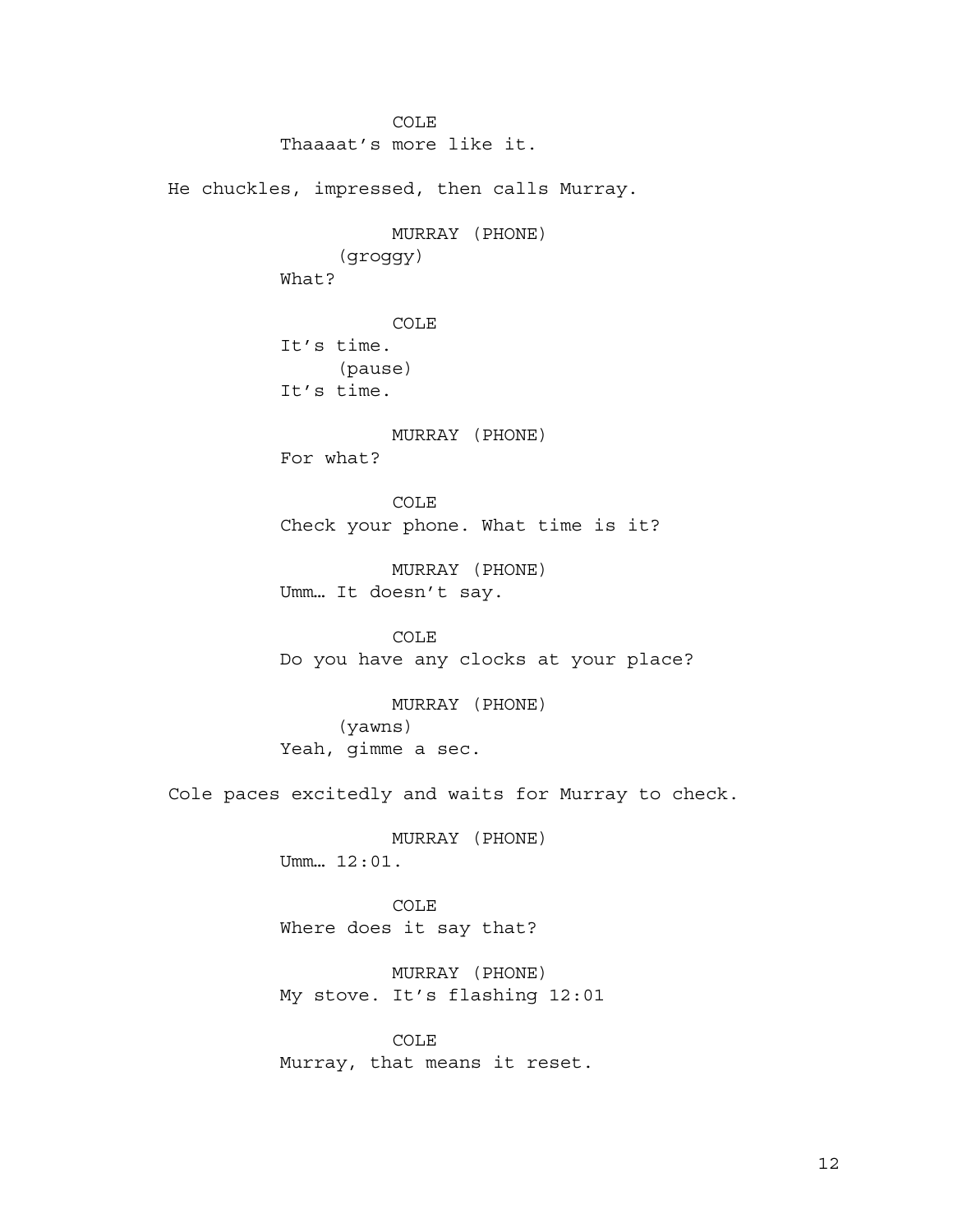COLE
Thaaaat's more like it.

He chuckles, impressed, then calls Murray.

MURRAY (PHONE)
(groggy)
What?

COLE
It's time.
(pause)
It's time.

MURRAY (PHONE)
For what?

COLE
Check your phone. What time is it?

MURRAY (PHONE)
Umm… It doesn't say.

COLE
Do you have any clocks at your place?

MURRAY (PHONE)
(yawns)
Yeah, gimme a sec.

Cole paces excitedly and waits for Murray to check.

MURRAY (PHONE)
Umm… 12:01.

COLE
Where does it say that?

MURRAY (PHONE)
My stove. It's flashing 12:01

COLE
Murray, that means it reset.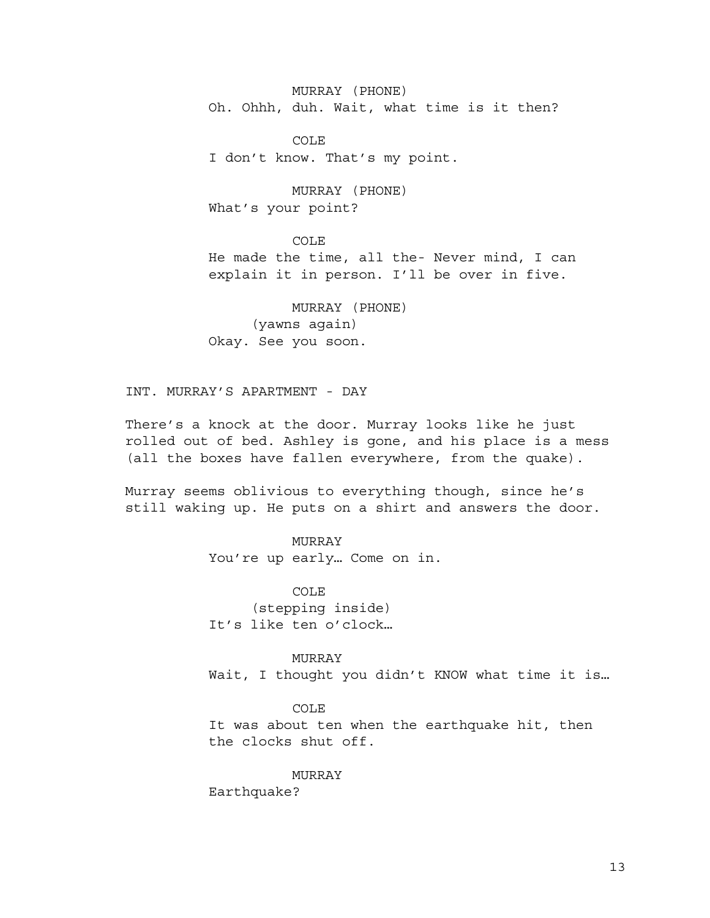MURRAY (PHONE)
Oh. Ohhh, duh. Wait, what time is it then?

COLE
I don't know. That's my point.

MURRAY (PHONE)
What's your point?

COLE
He made the time, all the- Never mind, I can explain it in person. I'll be over in five.

MURRAY (PHONE)
(yawns again)
Okay. See you soon.

INT. MURRAY'S APARTMENT - DAY

There's a knock at the door. Murray looks like he just rolled out of bed. Ashley is gone, and his place is a mess (all the boxes have fallen everywhere, from the quake).

Murray seems oblivious to everything though, since he's still waking up. He puts on a shirt and answers the door.

MURRAY
You're up early… Come on in.

COLE
(stepping inside)
It's like ten o'clock…

MURRAY
Wait, I thought you didn't KNOW what time it is…

COLE
It was about ten when the earthquake hit, then the clocks shut off.

MURRAY
Earthquake?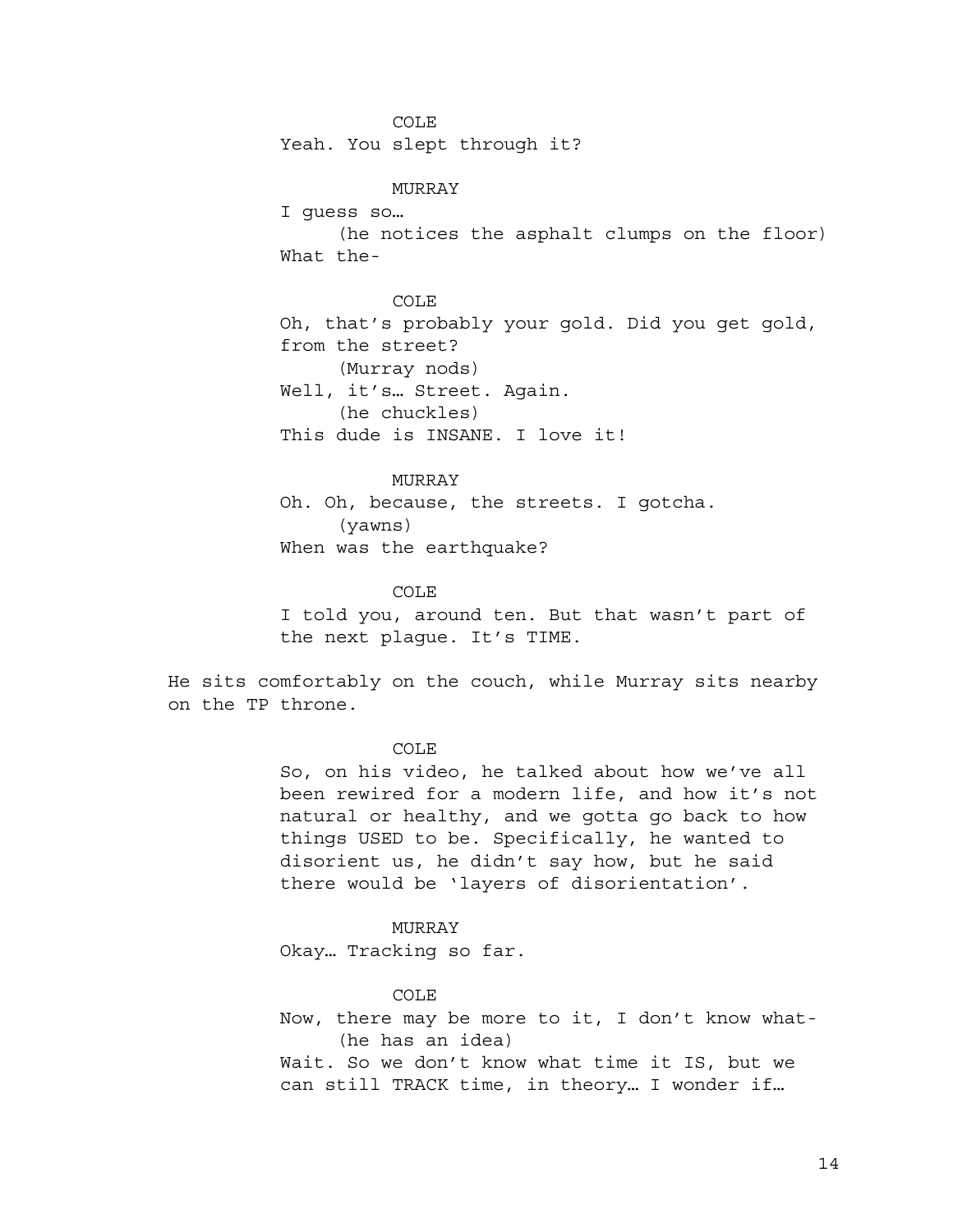COLE

Yeah. You slept through it?

MURRAY

I guess so…

(he notices the asphalt clumps on the floor)

What the-

COLE

Oh, that's probably your gold. Did you get gold, from the street?

(Murray nods)

Well, it's… Street. Again.

(he chuckles)

This dude is INSANE. I love it!

MURRAY

Oh. Oh, because, the streets. I gotcha.

(yawns)

When was the earthquake?

COLE

I told you, around ten. But that wasn't part of the next plague. It's TIME.

He sits comfortably on the couch, while Murray sits nearby on the TP throne.

COLE

So, on his video, he talked about how we've all been rewired for a modern life, and how it's not natural or healthy, and we gotta go back to how things USED to be. Specifically, he wanted to disorient us, he didn't say how, but he said there would be 'layers of disorientation'.

MURRAY

Okay… Tracking so far.

COLE

Now, there may be more to it, I don't know what-

(he has an idea)

Wait. So we don't know what time it IS, but we can still TRACK time, in theory… I wonder if…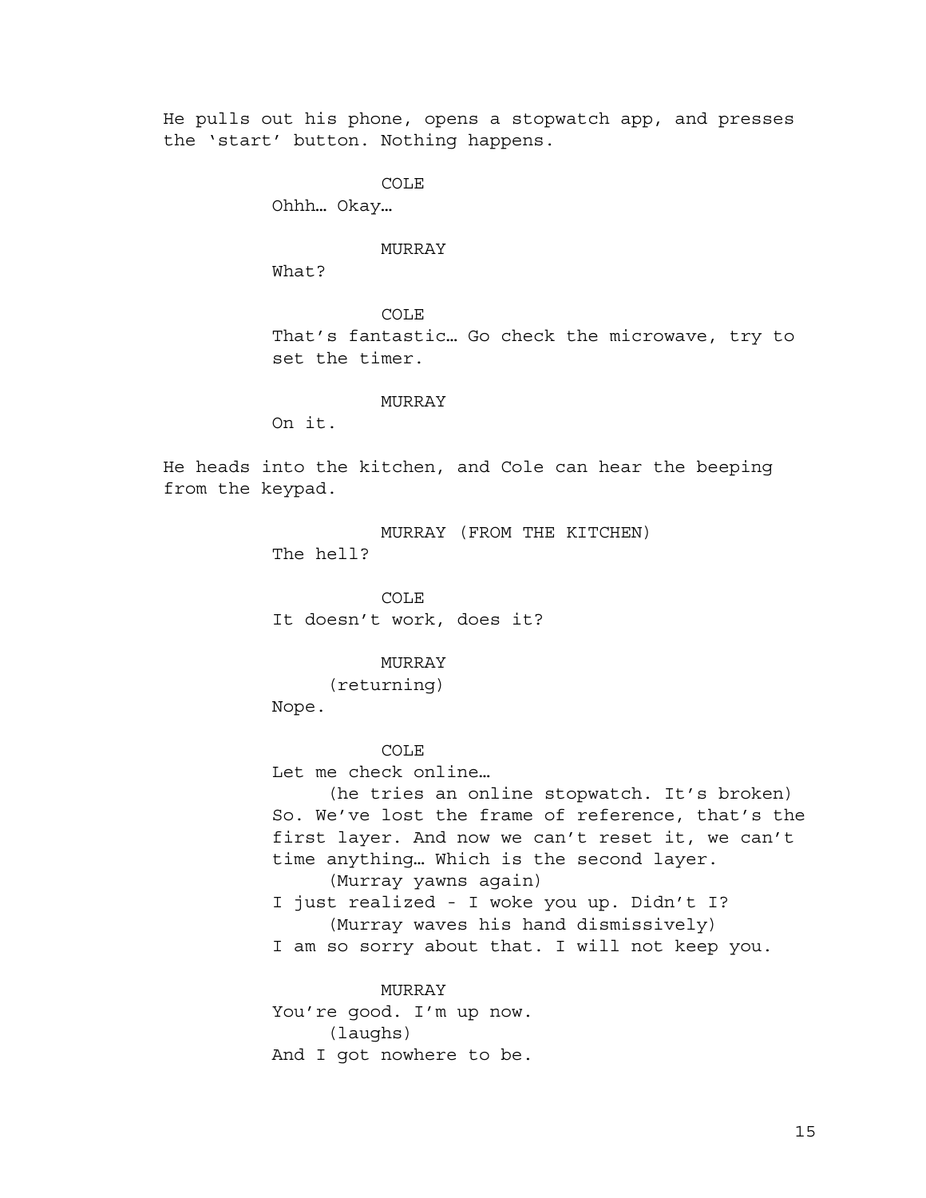He pulls out his phone, opens a stopwatch app, and presses the ‘start’ button. Nothing happens.

COLE

Ohhh… Okay…

MURRAY

What?

COLE

That’s fantastic… Go check the microwave, try to set the timer.

MURRAY

On it.

He heads into the kitchen, and Cole can hear the beeping from the keypad.

MURRAY (FROM THE KITCHEN)

The hell?

COLE

It doesn’t work, does it?

MURRAY

(returning)

Nope.

COLE

Let me check online…

(he tries an online stopwatch. It’s broken)

So. We’ve lost the frame of reference, that’s the first layer. And now we can’t reset it, we can’t time anything… Which is the second layer.

(Murray yawns again)

I just realized - I woke you up. Didn’t I?

(Murray waves his hand dismissively)

I am so sorry about that. I will not keep you.

MURRAY

You’re good. I’m up now.

(laughs)

And I got nowhere to be.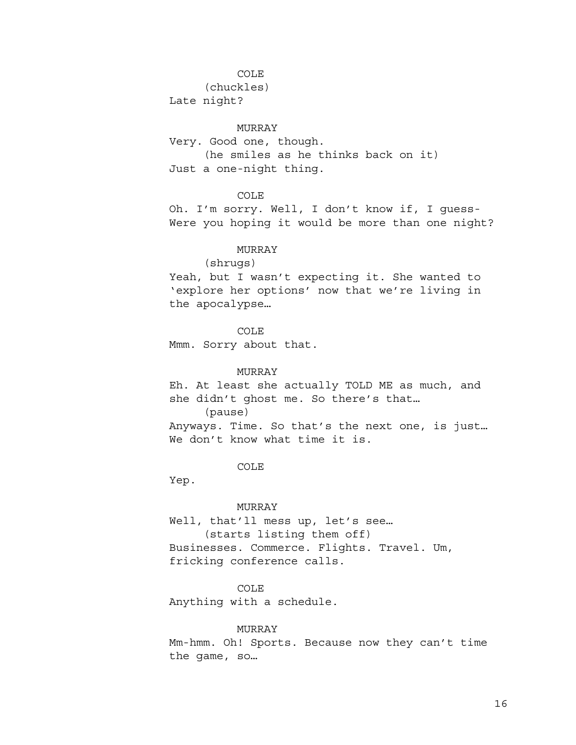COLE
(chuckles)
Late night?

MURRAY
Very. Good one, though.
(he smiles as he thinks back on it)
Just a one-night thing.

COLE
Oh. I'm sorry. Well, I don't know if, I guess-
Were you hoping it would be more than one night?

MURRAY
(shrugs)
Yeah, but I wasn't expecting it. She wanted to 'explore her options' now that we're living in the apocalypse…

COLE
Mmm. Sorry about that.

MURRAY
Eh. At least she actually TOLD ME as much, and she didn't ghost me. So there's that…
(pause)
Anyways. Time. So that's the next one, is just…
We don't know what time it is.

COLE
Yep.

MURRAY
Well, that'll mess up, let's see…
(starts listing them off)
Businesses. Commerce. Flights. Travel. Um, fricking conference calls.

COLE
Anything with a schedule.

MURRAY
Mm-hmm. Oh! Sports. Because now they can't time the game, so…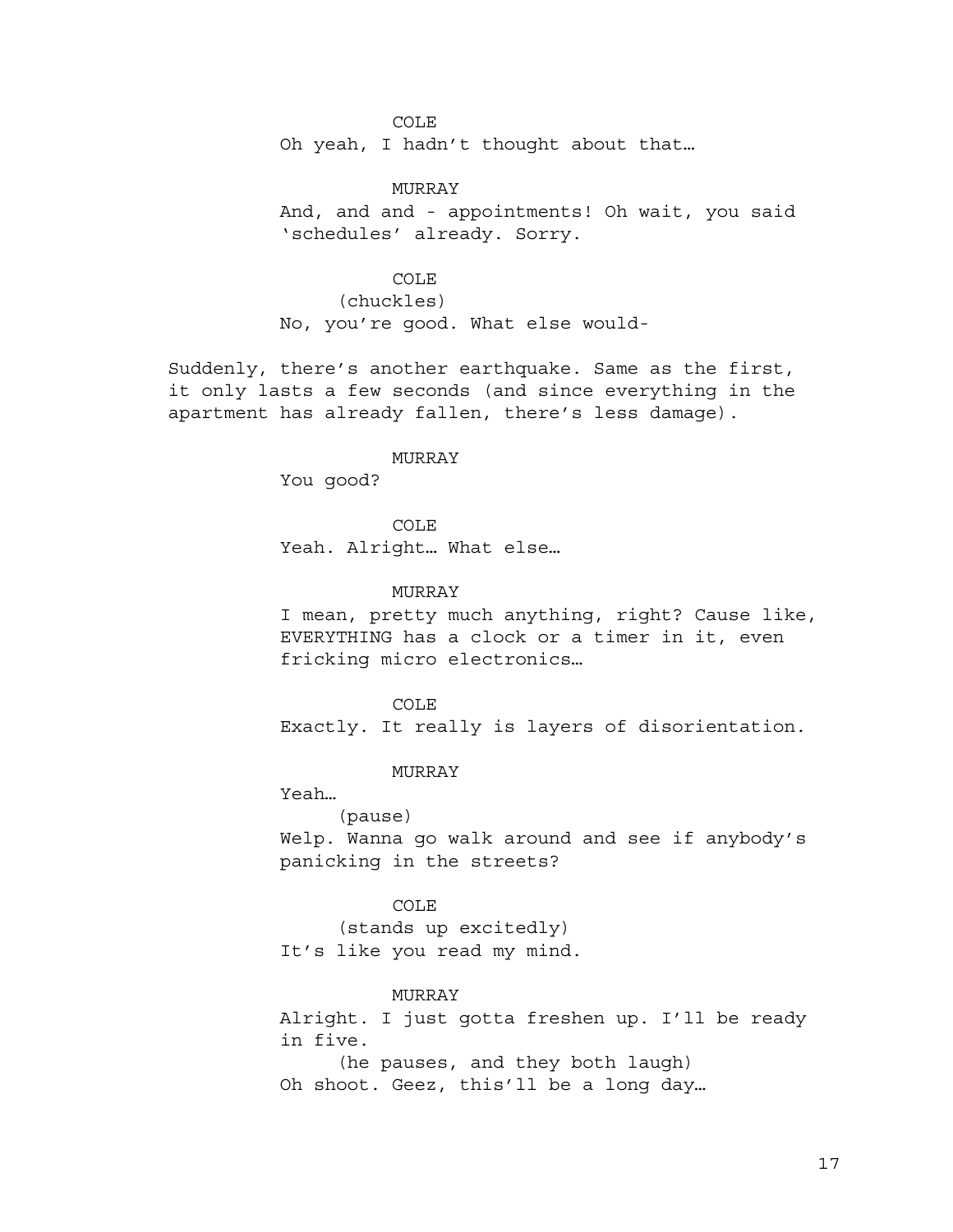COLE

Oh yeah, I hadn't thought about that…

MURRAY

And, and and - appointments! Oh wait, you said 'schedules' already. Sorry.

COLE

(chuckles)

No, you're good. What else would-

Suddenly, there's another earthquake. Same as the first, it only lasts a few seconds (and since everything in the apartment has already fallen, there's less damage).

MURRAY

You good?

COLE

Yeah. Alright… What else…

MURRAY

I mean, pretty much anything, right? Cause like, EVERYTHING has a clock or a timer in it, even fricking micro electronics…

COLE

Exactly. It really is layers of disorientation.

MURRAY

Yeah…

(pause)

Welp. Wanna go walk around and see if anybody's panicking in the streets?

COLE

(stands up excitedly)

It's like you read my mind.

MURRAY

Alright. I just gotta freshen up. I'll be ready in five.

(he pauses, and they both laugh)

Oh shoot. Geez, this'll be a long day…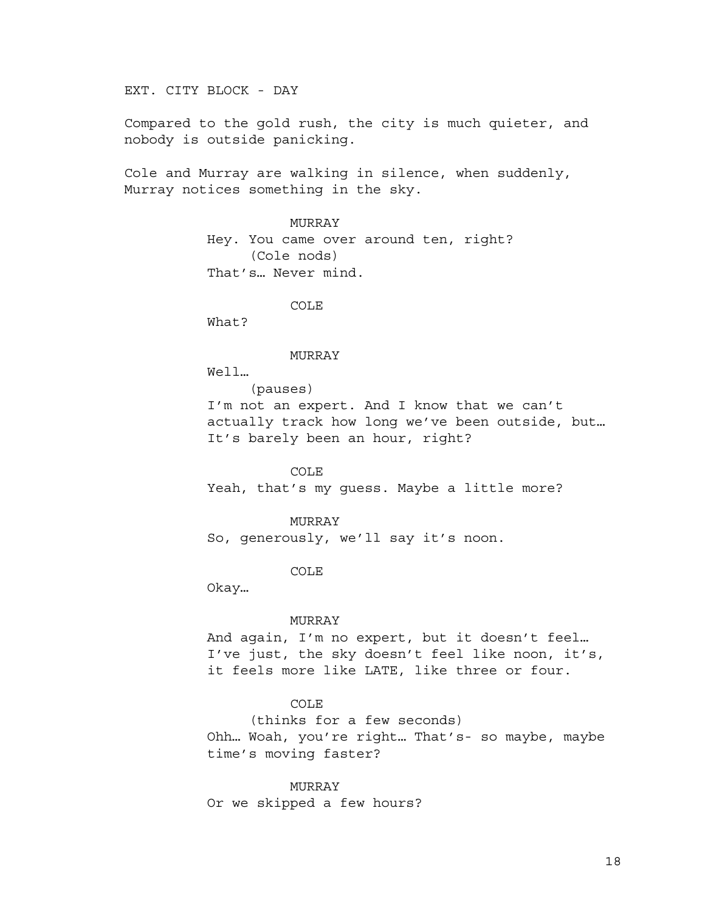EXT. CITY BLOCK - DAY

Compared to the gold rush, the city is much quieter, and nobody is outside panicking.

Cole and Murray are walking in silence, when suddenly, Murray notices something in the sky.

MURRAY
Hey. You came over around ten, right?
(Cole nods)
That's… Never mind.

COLE
What?

MURRAY
Well…
(pauses)
I'm not an expert. And I know that we can't actually track how long we've been outside, but… It's barely been an hour, right?

COLE
Yeah, that's my guess. Maybe a little more?

MURRAY
So, generously, we'll say it's noon.

COLE
Okay…

MURRAY
And again, I'm no expert, but it doesn't feel… I've just, the sky doesn't feel like noon, it's, it feels more like LATE, like three or four.

COLE
(thinks for a few seconds)
Ohh… Woah, you're right… That's- so maybe, maybe time's moving faster?

MURRAY
Or we skipped a few hours?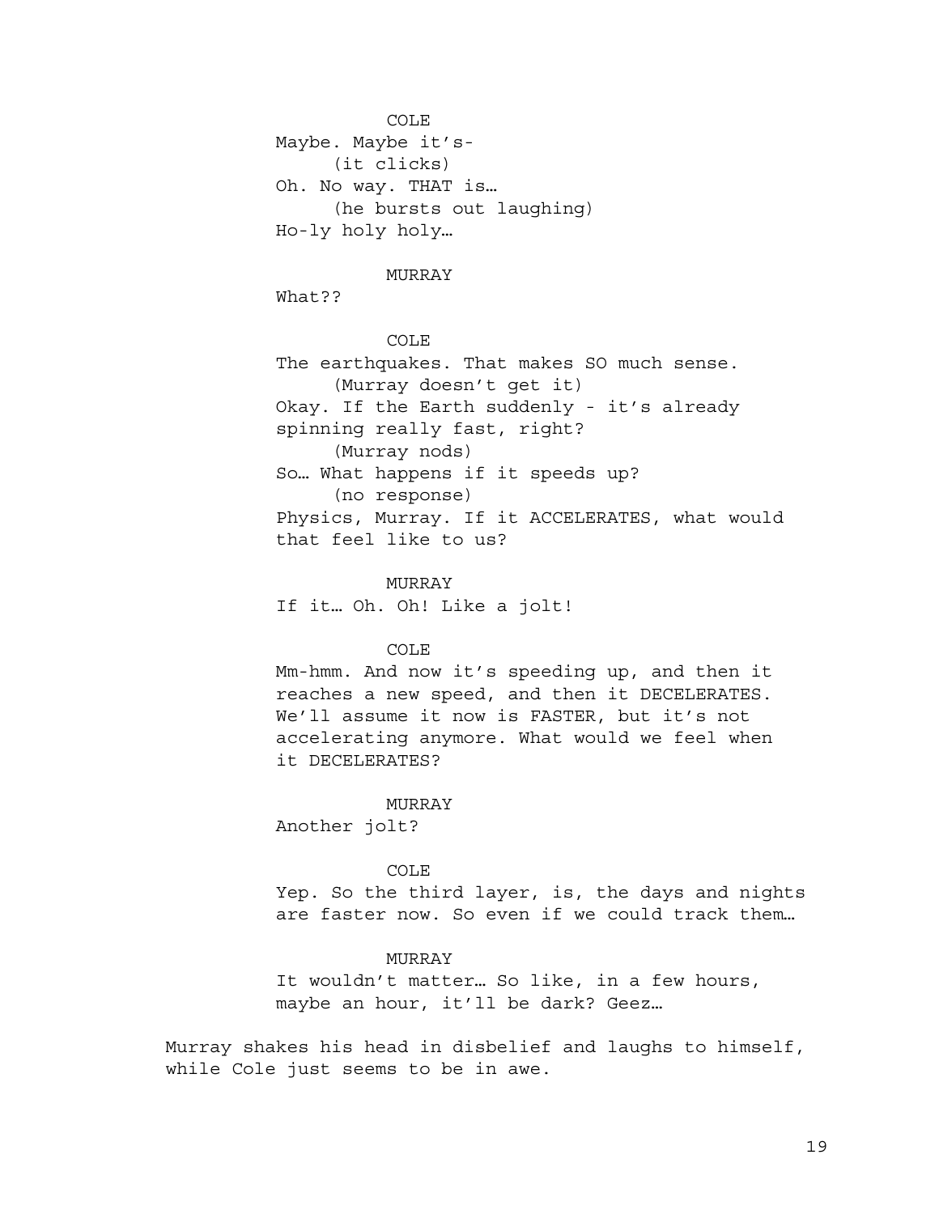COLE

Maybe. Maybe it's-

(it clicks)

Oh. No way. THAT is…

(he bursts out laughing)

Ho-ly holy holy…

MURRAY

What??

COLE

The earthquakes. That makes SO much sense.

(Murray doesn't get it)

Okay. If the Earth suddenly - it's already spinning really fast, right?

(Murray nods)

So… What happens if it speeds up?

(no response)

Physics, Murray. If it ACCELERATES, what would that feel like to us?

MURRAY

If it… Oh. Oh! Like a jolt!

COLE

Mm-hmm. And now it's speeding up, and then it reaches a new speed, and then it DECELERATES. We'll assume it now is FASTER, but it's not accelerating anymore. What would we feel when it DECELERATES?

MURRAY

Another jolt?

COLE

Yep. So the third layer, is, the days and nights are faster now. So even if we could track them…

MURRAY

It wouldn't matter… So like, in a few hours, maybe an hour, it'll be dark? Geez…

Murray shakes his head in disbelief and laughs to himself, while Cole just seems to be in awe.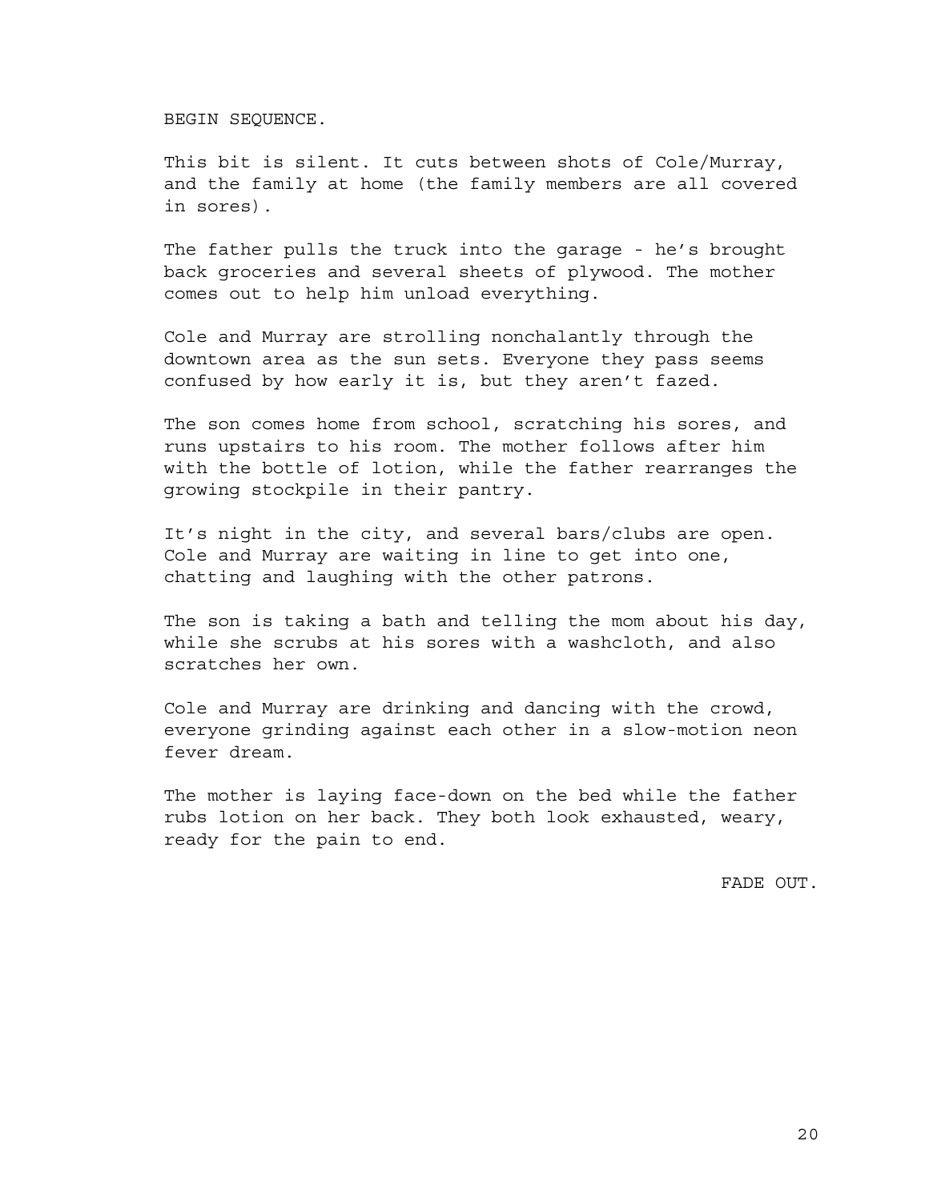BEGIN SEQUENCE.

This bit is silent. It cuts between shots of Cole/Murray, and the family at home (the family members are all covered in sores).

The father pulls the truck into the garage - he's brought back groceries and several sheets of plywood. The mother comes out to help him unload everything.

Cole and Murray are strolling nonchalantly through the downtown area as the sun sets. Everyone they pass seems confused by how early it is, but they aren't fazed.

The son comes home from school, scratching his sores, and runs upstairs to his room. The mother follows after him with the bottle of lotion, while the father rearranges the growing stockpile in their pantry.

It's night in the city, and several bars/clubs are open. Cole and Murray are waiting in line to get into one, chatting and laughing with the other patrons.

The son is taking a bath and telling the mom about his day, while she scrubs at his sores with a washcloth, and also scratches her own.

Cole and Murray are drinking and dancing with the crowd, everyone grinding against each other in a slow-motion neon fever dream.

The mother is laying face-down on the bed while the father rubs lotion on her back. They both look exhausted, weary, ready for the pain to end.

FADE OUT.